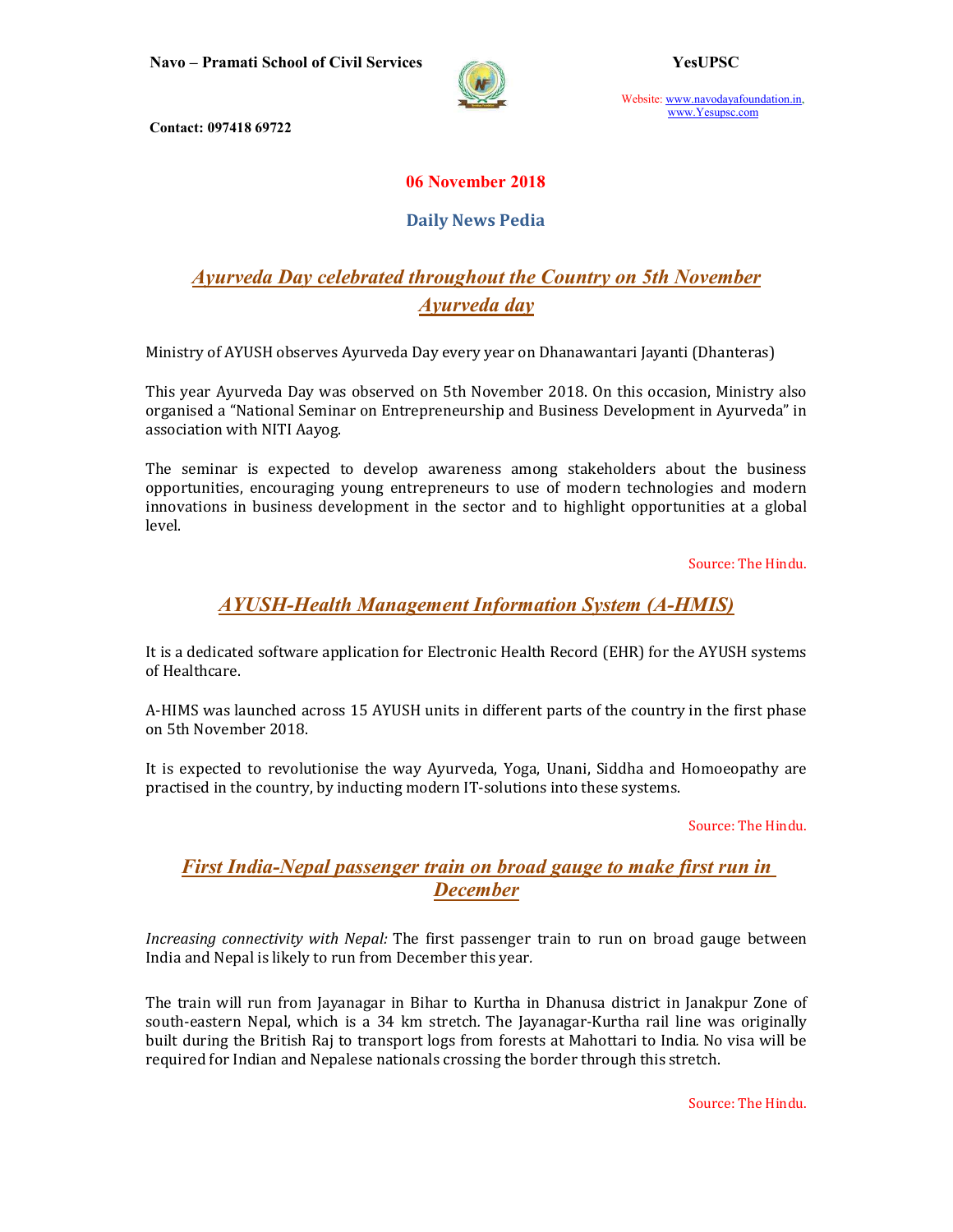**Navo – Pramati School of Civil Services** **YesUPSC**

Website: www.navodayafoundation.in, www.Yesupsc.com

**Contact: 097418 69722**

**06 November 2018**

**Daily News Pedia**

## *Ayurveda Day celebrated throughout the Country on 5th November Ayurveda day*

Ministry of AYUSH observes Ayurveda Day every year on Dhanawantari Jayanti (Dhanteras)

This year Ayurveda Day was observed on 5th November 2018. On this occasion, Ministry also organised a "National Seminar on Entrepreneurship and Business Development in Ayurveda" in association with NITI Aayog.

The seminar is expected to develop awareness among stakeholders about the business opportunities, encouraging young entrepreneurs to use of modern technologies and modern innovations in business development in the sector and to highlight opportunities at a global level.

Source: The Hindu.

## *AYUSH-Health Management Information System (A-HMIS)*

It is a dedicated software application for Electronic Health Record (EHR) for the AYUSH systems of Healthcare.

A-HIMS was launched across 15 AYUSH units in different parts of the country in the first phase on 5th November 2018.

It is expected to revolutionise the way Ayurveda, Yoga, Unani, Siddha and Homoeopathy are practised in the country, by inducting modern IT-solutions into these systems.

Source: The Hindu.

## *First India-Nepal passenger train on broad gauge to make first run in December*

*Increasing connectivity with Nepal:* The first passenger train to run on broad gauge between India and Nepal is likely to run from December this year.

The train will run from Jayanagar in Bihar to Kurtha in Dhanusa district in Janakpur Zone of south-eastern Nepal, which is a 34 km stretch. The Jayanagar-Kurtha rail line was originally built during the British Raj to transport logs from forests at Mahottari to India. No visa will be required for Indian and Nepalese nationals crossing the border through this stretch.

Source: The Hindu.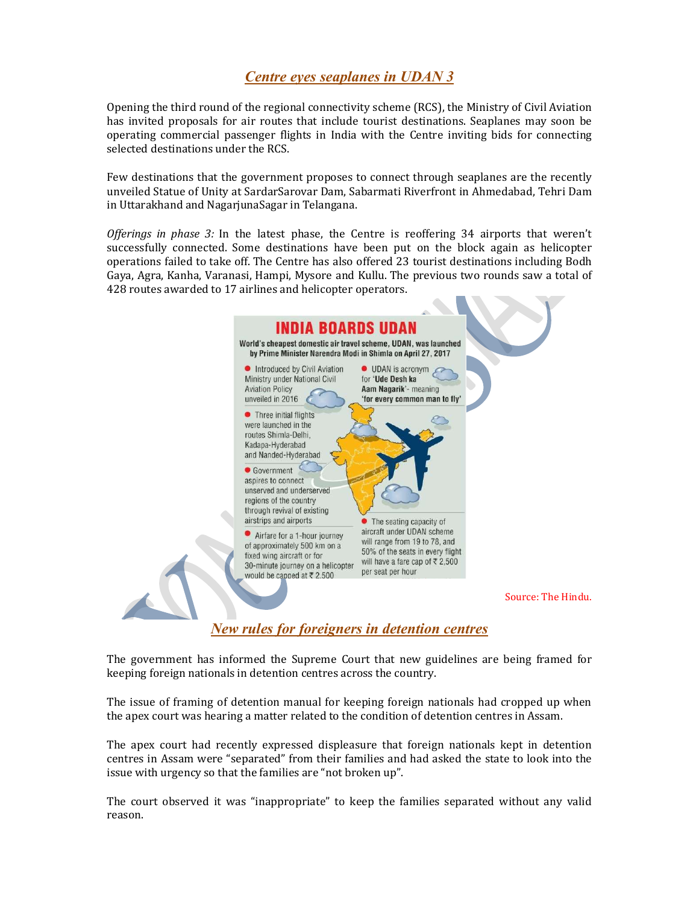## *Centre eyes seaplanes in UDAN 3*

Opening the third round of the regional connectivity scheme (RCS), the Ministry of Civil Aviation has invited proposals for air routes that include tourist destinations. Seaplanes may soon be operating commercial passenger flights in India with the Centre inviting bids for connecting selected destinations under the RCS.

Few destinations that the government proposes to connect through seaplanes are the recently unveiled Statue of Unity at SardarSarovar Dam, Sabarmati Riverfront in Ahmedabad, Tehri Dam in Uttarakhand and NagarjunaSagar in Telangana.

*Offerings in phase 3:* In the latest phase, the Centre is reoffering 34 airports that weren't successfully connected. Some destinations have been put on the block again as helicopter operations failed to take off. The Centre has also offered 23 tourist destinations including Bodh Gaya, Agra, Kanha, Varanasi, Hampi, Mysore and Kullu. The previous two rounds saw a total of 428 routes awarded to 17 airlines and helicopter operators.

**INDIA BOARDS UDAN**

**World's cheapest domestic air travel scheme, UDAN, was launched by Prime Minister Narendra Modi in Shimla on April 27, 2017**

- Introduced by Civil Aviation Ministry under National Civil Aviation Policy unveiled in 2016
- UDAN is acronym for '**Ude Desh ka Aam Nagarik**'- meaning **'for every common man to fly'**
- Three initial flights were launched in the routes Shimla-Delhi, Kadapa-Hyderabad and Nanded-Hyderabad
- Government aspires to connect unserved and underserved regions of the country through revival of existing airstrips and airports
- Airfare for a 1-hour journey of approximately 500 km on a fixed wing aircraft or for 30-minute journey on a helicopter would be capped at ₹ 2,500
- The seating capacity of aircraft under UDAN scheme will range from 19 to 78, and 50% of the seats in every flight will have a fare cap of ₹ 2,500 per seat per hour

Source: The Hindu.

## *New rules for foreigners in detention centres*

The government has informed the Supreme Court that new guidelines are being framed for keeping foreign nationals in detention centres across the country.

The issue of framing of detention manual for keeping foreign nationals had cropped up when the apex court was hearing a matter related to the condition of detention centres in Assam.

The apex court had recently expressed displeasure that foreign nationals kept in detention centres in Assam were "separated" from their families and had asked the state to look into the issue with urgency so that the families are "not broken up".

The court observed it was "inappropriate" to keep the families separated without any valid reason.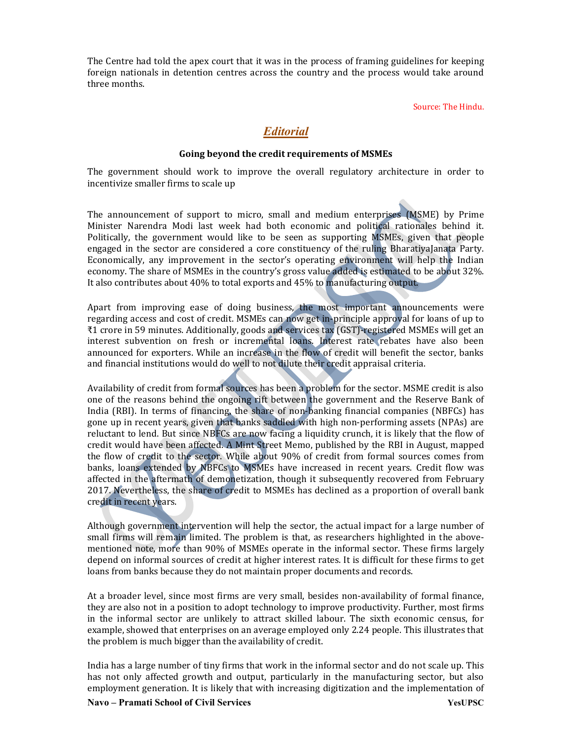The Centre had told the apex court that it was in the process of framing guidelines for keeping foreign nationals in detention centres across the country and the process would take around three months.

Source: The Hindu.

## *Editorial*

### Going beyond the credit requirements of MSMEs

The government should work to improve the overall regulatory architecture in order to incentivize smaller firms to scale up

The announcement of support to micro, small and medium enterprises (MSME) by Prime Minister Narendra Modi last week had both economic and political rationales behind it. Politically, the government would like to be seen as supporting MSMEs, given that people engaged in the sector are considered a core constituency of the ruling BharatiyaJanata Party. Economically, any improvement in the sector's operating environment will help the Indian economy. The share of MSMEs in the country's gross value added is estimated to be about 32%. It also contributes about 40% to total exports and 45% to manufacturing output.

Apart from improving ease of doing business, the most important announcements were regarding access and cost of credit. MSMEs can now get in-principle approval for loans of up to ₹1 crore in 59 minutes. Additionally, goods and services tax (GST)-registered MSMEs will get an interest subvention on fresh or incremental loans. Interest rate rebates have also been announced for exporters. While an increase in the flow of credit will benefit the sector, banks and financial institutions would do well to not dilute their credit appraisal criteria.

Availability of credit from formal sources has been a problem for the sector. MSME credit is also one of the reasons behind the ongoing rift between the government and the Reserve Bank of India (RBI). In terms of financing, the share of non-banking financial companies (NBFCs) has gone up in recent years, given that banks saddled with high non-performing assets (NPAs) are reluctant to lend. But since NBFCs are now facing a liquidity crunch, it is likely that the flow of credit would have been affected. A Mint Street Memo, published by the RBI in August, mapped the flow of credit to the sector. While about 90% of credit from formal sources comes from banks, loans extended by NBFCs to MSMEs have increased in recent years. Credit flow was affected in the aftermath of demonetization, though it subsequently recovered from February 2017. Nevertheless, the share of credit to MSMEs has declined as a proportion of overall bank credit in recent years.

Although government intervention will help the sector, the actual impact for a large number of small firms will remain limited. The problem is that, as researchers highlighted in the above-mentioned note, more than 90% of MSMEs operate in the informal sector. These firms largely depend on informal sources of credit at higher interest rates. It is difficult for these firms to get loans from banks because they do not maintain proper documents and records.

At a broader level, since most firms are very small, besides non-availability of formal finance, they are also not in a position to adopt technology to improve productivity. Further, most firms in the informal sector are unlikely to attract skilled labour. The sixth economic census, for example, showed that enterprises on an average employed only 2.24 people. This illustrates that the problem is much bigger than the availability of credit.

India has a large number of tiny firms that work in the informal sector and do not scale up. This has not only affected growth and output, particularly in the manufacturing sector, but also employment generation. It is likely that with increasing digitization and the implementation of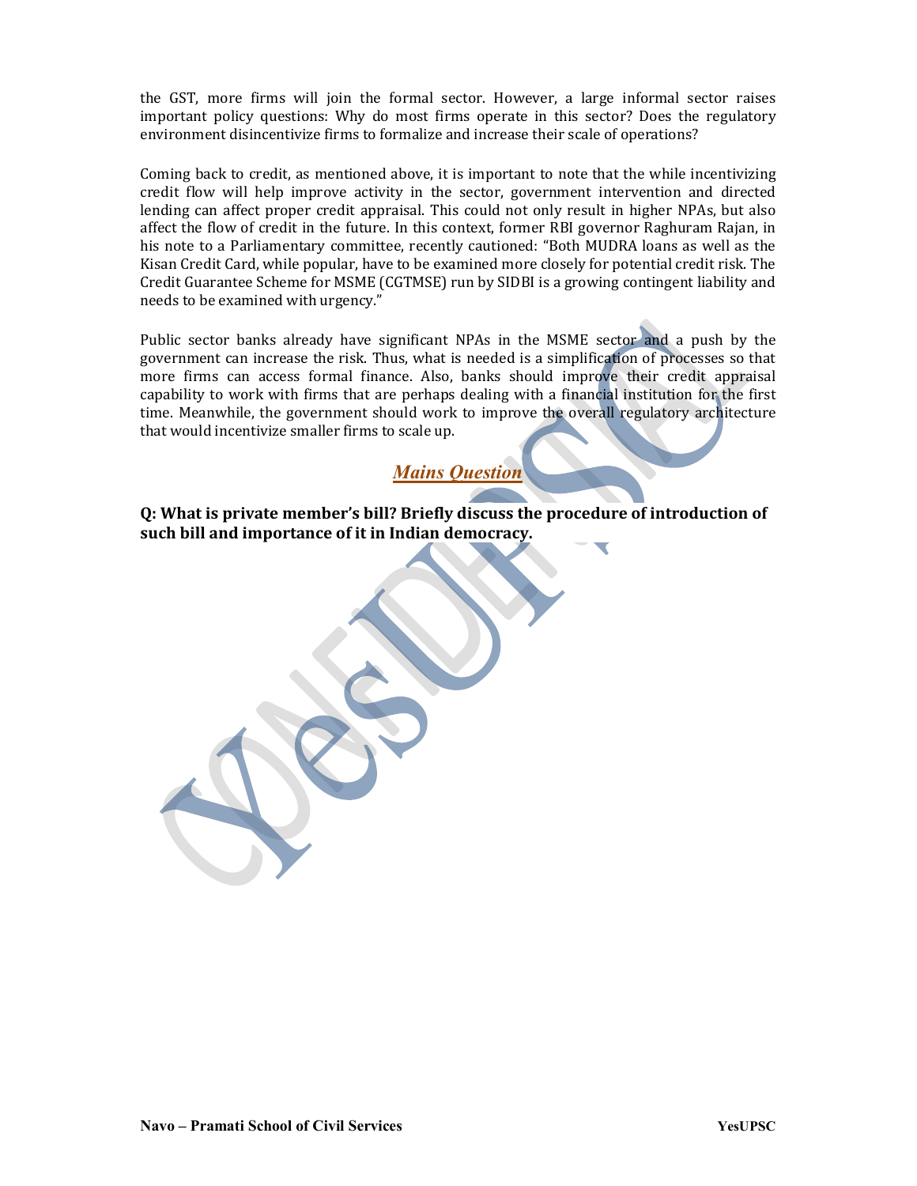the GST, more firms will join the formal sector. However, a large informal sector raises important policy questions: Why do most firms operate in this sector? Does the regulatory environment disincentivize firms to formalize and increase their scale of operations?

Coming back to credit, as mentioned above, it is important to note that the while incentivizing credit flow will help improve activity in the sector, government intervention and directed lending can affect proper credit appraisal. This could not only result in higher NPAs, but also affect the flow of credit in the future. In this context, former RBI governor Raghuram Rajan, in his note to a Parliamentary committee, recently cautioned: "Both MUDRA loans as well as the Kisan Credit Card, while popular, have to be examined more closely for potential credit risk. The Credit Guarantee Scheme for MSME (CGTMSE) run by SIDBI is a growing contingent liability and needs to be examined with urgency."

Public sector banks already have significant NPAs in the MSME sector and a push by the government can increase the risk. Thus, what is needed is a simplification of processes so that more firms can access formal finance. Also, banks should improve their credit appraisal capability to work with firms that are perhaps dealing with a financial institution for the first time. Meanwhile, the government should work to improve the overall regulatory architecture that would incentivize smaller firms to scale up.

## *Mains Question*

**Q: What is private member's bill? Briefly discuss the procedure of introduction of such bill and importance of it in Indian democracy.**